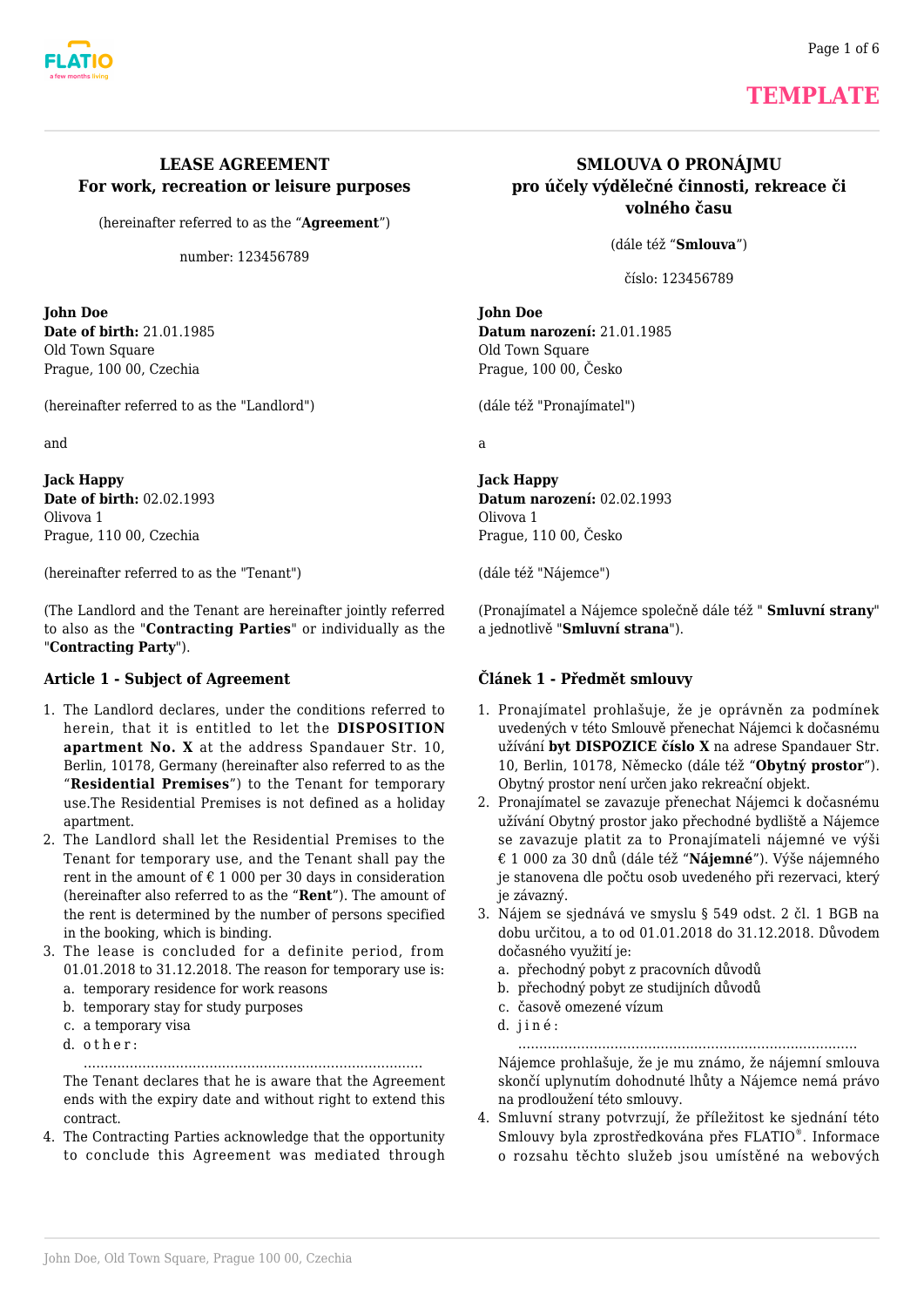TEMPLATE

## LEASE AGREEMENT
## For work, recreation or leisure purposes

(hereinafter referred to as the "**Agreement**")

number: 123456789

**John Doe**
**Date of birth:** 21.01.1985
Old Town Square
Prague, 100 00, Czechia

(hereinafter referred to as the "Landlord")

and

**Jack Happy**
**Date of birth:** 02.02.1993
Olivova 1
Prague, 110 00, Czechia

(hereinafter referred to as the "Tenant")

(The Landlord and the Tenant are hereinafter jointly referred to also as the "**Contracting Parties**" or individually as the "**Contracting Party**").

### Article 1 - Subject of Agreement

1. The Landlord declares, under the conditions referred to herein, that it is entitled to let the **DISPOSITION apartment No. X** at the address Spandauer Str. 10, Berlin, 10178, Germany (hereinafter also referred to as the "**Residential Premises**") to the Tenant for temporary use.The Residential Premises is not defined as a holiday apartment.
2. The Landlord shall let the Residential Premises to the Tenant for temporary use, and the Tenant shall pay the rent in the amount of € 1 000 per 30 days in consideration (hereinafter also referred to as the "**Rent**"). The amount of the rent is determined by the number of persons specified in the booking, which is binding.
3. The lease is concluded for a definite period, from 01.01.2018 to 31.12.2018. The reason for temporary use is:
   a. temporary residence for work reasons
   b. temporary stay for study purposes
   c. a temporary visa
   d. other:
   ................................................................................

   The Tenant declares that he is aware that the Agreement ends with the expiry date and without right to extend this contract.
4. The Contracting Parties acknowledge that the opportunity to conclude this Agreement was mediated through

## SMLOUVA O PRONÁJMU
## pro účely výdělečné činnosti, rekreace či volného času

(dále též "**Smlouva**")

číslo: 123456789

**John Doe**
**Datum narození:** 21.01.1985
Old Town Square
Prague, 100 00, Česko

(dále též "Pronajímatel")

a

**Jack Happy**
**Datum narození:** 02.02.1993
Olivova 1
Prague, 110 00, Česko

(dále též "Nájemce")

(Pronajímatel a Nájemce společně dále též " **Smluvní strany**" a jednotlivě "**Smluvní strana**").

### Článek 1 - Předmět smlouvy

1. Pronajímatel prohlašuje, že je oprávněn za podmínek uvedených v této Smlouvě přenechat Nájemci k dočasnému užívání **byt DISPOZICE číslo X** na adrese Spandauer Str. 10, Berlin, 10178, Německo (dále též "**Obytný prostor**"). Obytný prostor není určen jako rekreační objekt.
2. Pronajímatel se zavazuje přenechat Nájemci k dočasnému užívání Obytný prostor jako přechodné bydliště a Nájemce se zavazuje platit za to Pronajímateli nájemné ve výši € 1 000 za 30 dnů (dále též "**Nájemné**"). Výše nájemného je stanovena dle počtu osob uvedeného při rezervaci, který je závazný.
3. Nájem se sjednává ve smyslu § 549 odst. 2 čl. 1 BGB na dobu určitou, a to od 01.01.2018 do 31.12.2018. Důvodem dočasného využití je:
   a. přechodný pobyt z pracovních důvodů
   b. přechodný pobyt ze studijních důvodů
   c. časově omezené vízum
   d. jiné:
   ................................................................................

   Nájemce prohlašuje, že je mu známo, že nájemní smlouva skončí uplynutím dohodnuté lhůty a Nájemce nemá právo na prodloužení této smlouvy.
4. Smluvní strany potvrzují, že příležitost ke sjednání této Smlouvy byla zprostředkována přes FLATIO®. Informace o rozsahu těchto služeb jsou umístěné na webových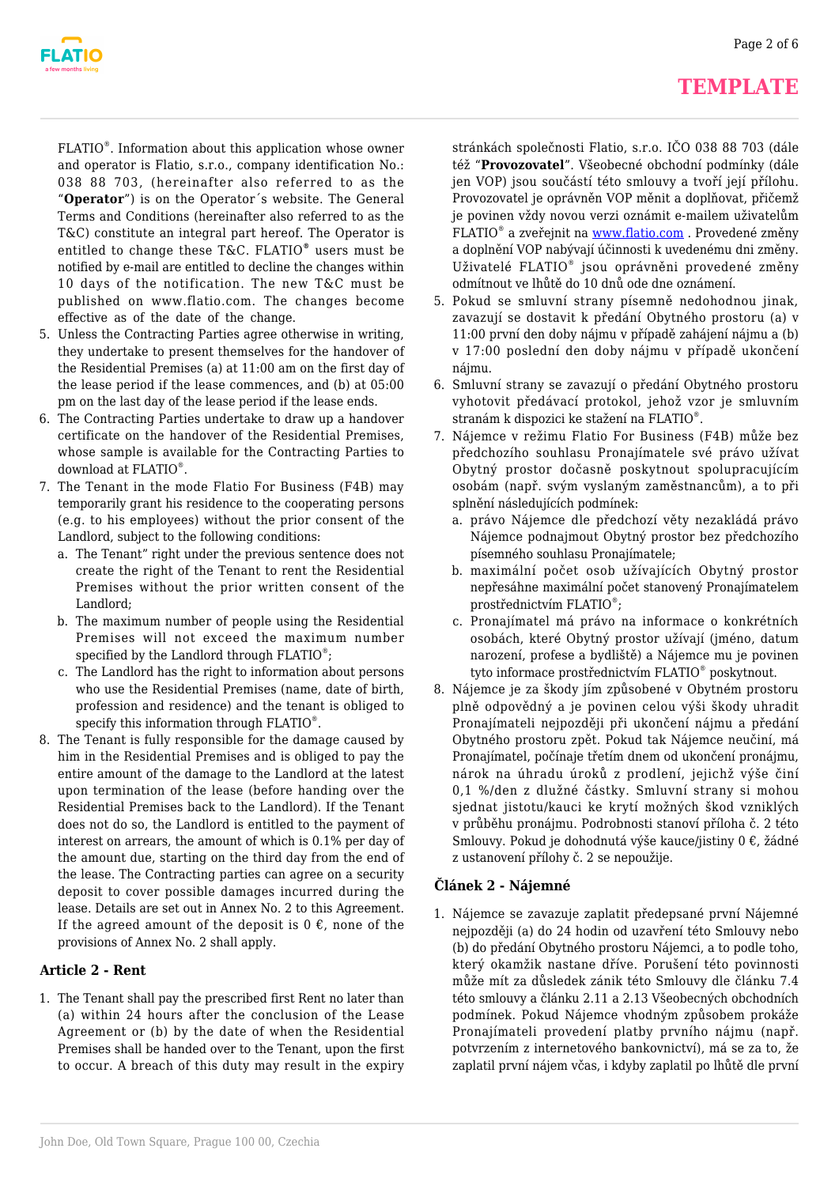FLATIO®. Information about this application whose owner and operator is Flatio, s.r.o., company identification No.: 038 88 703, (hereinafter also referred to as the "**Operator**") is on the Operator´s website. The General Terms and Conditions (hereinafter also referred to as the T&C) constitute an integral part hereof. The Operator is entitled to change these T&C. FLATIO® users must be notified by e-mail are entitled to decline the changes within 10 days of the notification. The new T&C must be published on www.flatio.com. The changes become effective as of the date of the change.

5. Unless the Contracting Parties agree otherwise in writing, they undertake to present themselves for the handover of the Residential Premises (a) at 11:00 am on the first day of the lease period if the lease commences, and (b) at 05:00 pm on the last day of the lease period if the lease ends.
6. The Contracting Parties undertake to draw up a handover certificate on the handover of the Residential Premises, whose sample is available for the Contracting Parties to download at FLATIO®.
7. The Tenant in the mode Flatio For Business (F4B) may temporarily grant his residence to the cooperating persons (e.g. to his employees) without the prior consent of the Landlord, subject to the following conditions:
   a. The Tenant" right under the previous sentence does not create the right of the Tenant to rent the Residential Premises without the prior written consent of the Landlord;
   b. The maximum number of people using the Residential Premises will not exceed the maximum number specified by the Landlord through FLATIO®;
   c. The Landlord has the right to information about persons who use the Residential Premises (name, date of birth, profession and residence) and the tenant is obliged to specify this information through FLATIO®.
8. The Tenant is fully responsible for the damage caused by him in the Residential Premises and is obliged to pay the entire amount of the damage to the Landlord at the latest upon termination of the lease (before handing over the Residential Premises back to the Landlord). If the Tenant does not do so, the Landlord is entitled to the payment of interest on arrears, the amount of which is 0.1% per day of the amount due, starting on the third day from the end of the lease. The Contracting parties can agree on a security deposit to cover possible damages incurred during the lease. Details are set out in Annex No. 2 to this Agreement. If the agreed amount of the deposit is 0 €, none of the provisions of Annex No. 2 shall apply.

### Article 2 - Rent

1. The Tenant shall pay the prescribed first Rent no later than (a) within 24 hours after the conclusion of the Lease Agreement or (b) by the date of when the Residential Premises shall be handed over to the Tenant, upon the first to occur. A breach of this duty may result in the expiry

stránkách společnosti Flatio, s.r.o. IČO 038 88 703 (dále též "**Provozovatel**". Všeobecné obchodní podmínky (dále jen VOP) jsou součástí této smlouvy a tvoří její přílohu. Provozovatel je oprávněn VOP měnit a doplňovat, přičemž je povinen vždy novou verzi oznámit e-mailem uživatelům FLATIO® a zveřejnit na [www.flatio.com](www.flatio.com) . Provedené změny a doplnění VOP nabývají účinnosti k uvedenému dni změny. Uživatelé FLATIO® jsou oprávněni provedené změny odmítnout ve lhůtě do 10 dnů ode dne oznámení.

5. Pokud se smluvní strany písemně nedohodnou jinak, zavazují se dostavit k předání Obytného prostoru (a) v 11:00 první den doby nájmu v případě zahájení nájmu a (b) v 17:00 poslední den doby nájmu v případě ukončení nájmu.
6. Smluvní strany se zavazují o předání Obytného prostoru vyhotovit předávací protokol, jehož vzor je smluvním stranám k dispozici ke stažení na FLATIO®.
7. Nájemce v režimu Flatio For Business (F4B) může bez předchozího souhlasu Pronajímatele své právo užívat Obytný prostor dočasně poskytnout spolupracujícím osobám (např. svým vyslaným zaměstnancům), a to při splnění následujících podmínek:
   a. právo Nájemce dle předchozí věty nezakládá právo Nájemce podnajmout Obytný prostor bez předchozího písemného souhlasu Pronajímatele;
   b. maximální počet osob užívajících Obytný prostor nepřesáhne maximální počet stanovený Pronajímatelem prostřednictvím FLATIO®;
   c. Pronajímatel má právo na informace o konkrétních osobách, které Obytný prostor užívají (jméno, datum narození, profese a bydliště) a Nájemce mu je povinen tyto informace prostřednictvím FLATIO® poskytnout.
8. Nájemce je za škody jím způsobené v Obytném prostoru plně odpovědný a je povinen celou výši škody uhradit Pronajímateli nejpozději při ukončení nájmu a předání Obytného prostoru zpět. Pokud tak Nájemce neučiní, má Pronajímatel, počínaje třetím dnem od ukončení pronájmu, nárok na úhradu úroků z prodlení, jejichž výše činí 0,1 %/den z dlužné částky. Smluvní strany si mohou sjednat jistotu/kauci ke krytí možných škod vzniklých v průběhu pronájmu. Podrobnosti stanoví příloha č. 2 této Smlouvy. Pokud je dohodnutá výše kauce/jistiny 0 €, žádné z ustanovení přílohy č. 2 se nepoužije.

### Článek 2 - Nájemné

1. Nájemce se zavazuje zaplatit předepsané první Nájemné nejpozději (a) do 24 hodin od uzavření této Smlouvy nebo (b) do předání Obytného prostoru Nájemci, a to podle toho, který okamžik nastane dříve. Porušení této povinnosti může mít za důsledek zánik této Smlouvy dle článku 7.4 této smlouvy a článku 2.11 a 2.13 Všeobecných obchodních podmínek. Pokud Nájemce vhodným způsobem prokáže Pronajímateli provedení platby prvního nájmu (např. potvrzením z internetového bankovnictví), má se za to, že zaplatil první nájem včas, i kdyby zaplatil po lhůtě dle první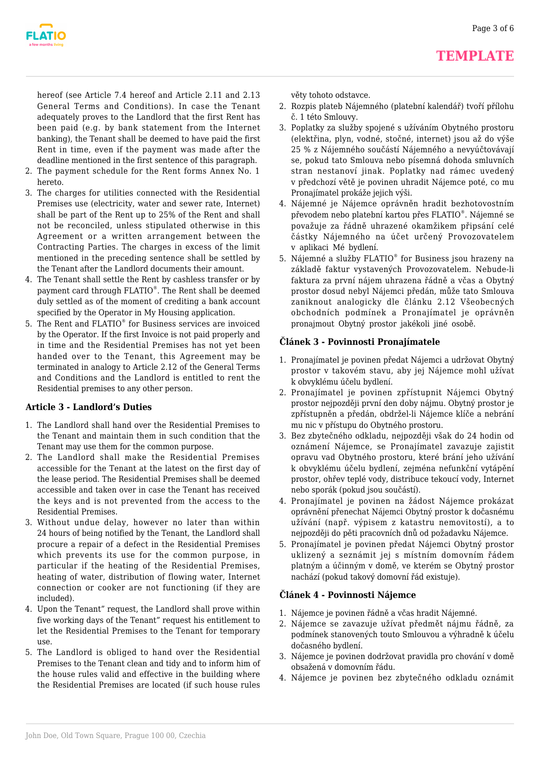hereof (see Article 7.4 hereof and Article 2.11 and 2.13 General Terms and Conditions). In case the Tenant adequately proves to the Landlord that the first Rent has been paid (e.g. by bank statement from the Internet banking), the Tenant shall be deemed to have paid the first Rent in time, even if the payment was made after the deadline mentioned in the first sentence of this paragraph.

2. The payment schedule for the Rent forms Annex No. 1 hereto.
3. The charges for utilities connected with the Residential Premises use (electricity, water and sewer rate, Internet) shall be part of the Rent up to 25% of the Rent and shall not be reconciled, unless stipulated otherwise in this Agreement or a written arrangement between the Contracting Parties. The charges in excess of the limit mentioned in the preceding sentence shall be settled by the Tenant after the Landlord documents their amount.
4. The Tenant shall settle the Rent by cashless transfer or by payment card through FLATIO®. The Rent shall be deemed duly settled as of the moment of crediting a bank account specified by the Operator in My Housing application.
5. The Rent and FLATIO® for Business services are invoiced by the Operator. If the first Invoice is not paid properly and in time and the Residential Premises has not yet been handed over to the Tenant, this Agreement may be terminated in analogy to Article 2.12 of the General Terms and Conditions and the Landlord is entitled to rent the Residential premises to any other person.

### Article 3 - Landlord's Duties

1. The Landlord shall hand over the Residential Premises to the Tenant and maintain them in such condition that the Tenant may use them for the common purpose.
2. The Landlord shall make the Residential Premises accessible for the Tenant at the latest on the first day of the lease period. The Residential Premises shall be deemed accessible and taken over in case the Tenant has received the keys and is not prevented from the access to the Residential Premises.
3. Without undue delay, however no later than within 24 hours of being notified by the Tenant, the Landlord shall procure a repair of a defect in the Residential Premises which prevents its use for the common purpose, in particular if the heating of the Residential Premises, heating of water, distribution of flowing water, Internet connection or cooker are not functioning (if they are included).
4. Upon the Tenant" request, the Landlord shall prove within five working days of the Tenant" request his entitlement to let the Residential Premises to the Tenant for temporary use.
5. The Landlord is obliged to hand over the Residential Premises to the Tenant clean and tidy and to inform him of the house rules valid and effective in the building where the Residential Premises are located (if such house rules

věty tohoto odstavce.

2. Rozpis plateb Nájemného (platební kalendář) tvoří přílohu č. 1 této Smlouvy.
3. Poplatky za služby spojené s užíváním Obytného prostoru (elektřina, plyn, vodné, stočné, internet) jsou až do výše 25 % z Nájemného součástí Nájemného a nevyúčtovávají se, pokud tato Smlouva nebo písemná dohoda smluvních stran nestanoví jinak. Poplatky nad rámec uvedený v předchozí větě je povinen uhradit Nájemce poté, co mu Pronajímatel prokáže jejich výši.
4. Nájemné je Nájemce oprávněn hradit bezhotovostním převodem nebo platební kartou přes FLATIO®. Nájemné se považuje za řádně uhrazené okamžikem připsání celé částky Nájemného na účet určený Provozovatelem v aplikaci Mé bydlení.
5. Nájemné a služby FLATIO® for Business jsou hrazeny na základě faktur vystavených Provozovatelem. Nebude-li faktura za první nájem uhrazena řádně a včas a Obytný prostor dosud nebyl Nájemci předán, může tato Smlouva zaniknout analogicky dle článku 2.12 Všeobecných obchodních podmínek a Pronajímatel je oprávněn pronajmout Obytný prostor jakékoli jiné osobě.

### Článek 3 - Povinnosti Pronajímatele

1. Pronajímatel je povinen předat Nájemci a udržovat Obytný prostor v takovém stavu, aby jej Nájemce mohl užívat k obvyklému účelu bydlení.
2. Pronajímatel je povinen zpřístupnit Nájemci Obytný prostor nejpozději první den doby nájmu. Obytný prostor je zpřístupněn a předán, obdržel-li Nájemce klíče a nebrání mu nic v přístupu do Obytného prostoru.
3. Bez zbytečného odkladu, nejpozději však do 24 hodin od oznámení Nájemce, se Pronajímatel zavazuje zajistit opravu vad Obytného prostoru, které brání jeho užívání k obvyklému účelu bydlení, zejména nefunkční vytápění prostor, ohřev teplé vody, distribuce tekoucí vody, Internet nebo sporák (pokud jsou součástí).
4. Pronajímatel je povinen na žádost Nájemce prokázat oprávnění přenechat Nájemci Obytný prostor k dočasnému užívání (např. výpisem z katastru nemovitostí), a to nejpozději do pěti pracovních dnů od požadavku Nájemce.
5. Pronajímatel je povinen předat Nájemci Obytný prostor uklizený a seznámit jej s místním domovním řádem platným a účinným v domě, ve kterém se Obytný prostor nachází (pokud takový domovní řád existuje).

### Článek 4 - Povinnosti Nájemce

1. Nájemce je povinen řádně a včas hradit Nájemné.
2. Nájemce se zavazuje užívat předmět nájmu řádně, za podmínek stanovených touto Smlouvou a výhradně k účelu dočasného bydlení.
3. Nájemce je povinen dodržovat pravidla pro chování v domě obsažená v domovním řádu.
4. Nájemce je povinen bez zbytečného odkladu oznámit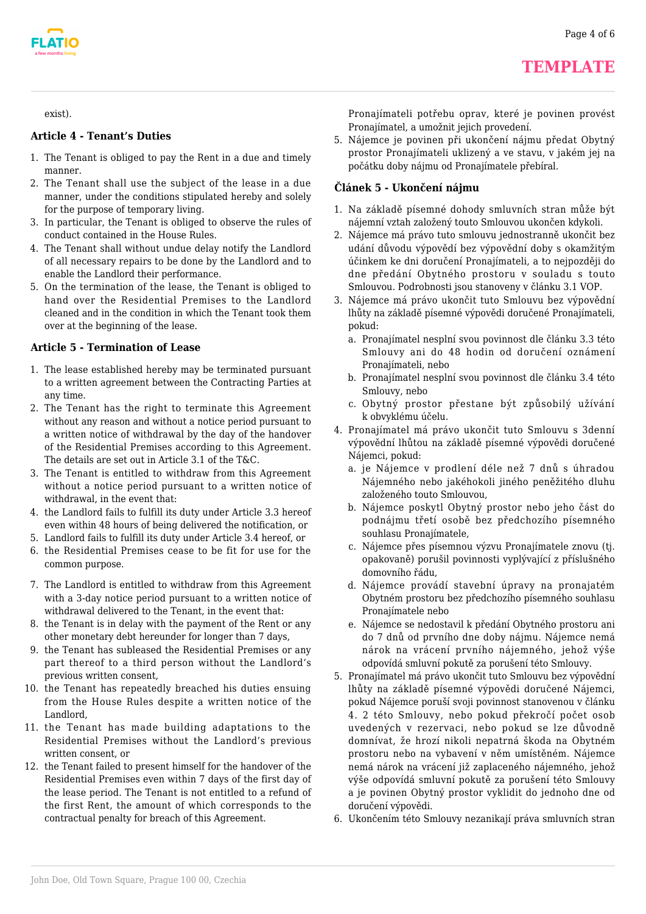exist).

### Article 4 - Tenant's Duties

1. The Tenant is obliged to pay the Rent in a due and timely manner.
2. The Tenant shall use the subject of the lease in a due manner, under the conditions stipulated hereby and solely for the purpose of temporary living.
3. In particular, the Tenant is obliged to observe the rules of conduct contained in the House Rules.
4. The Tenant shall without undue delay notify the Landlord of all necessary repairs to be done by the Landlord and to enable the Landlord their performance.
5. On the termination of the lease, the Tenant is obliged to hand over the Residential Premises to the Landlord cleaned and in the condition in which the Tenant took them over at the beginning of the lease.

### Article 5 - Termination of Lease

1. The lease established hereby may be terminated pursuant to a written agreement between the Contracting Parties at any time.
2. The Tenant has the right to terminate this Agreement without any reason and without a notice period pursuant to a written notice of withdrawal by the day of the handover of the Residential Premises according to this Agreement. The details are set out in Article 3.1 of the T&C.
3. The Tenant is entitled to withdraw from this Agreement without a notice period pursuant to a written notice of withdrawal, in the event that:
4. the Landlord fails to fulfill its duty under Article 3.3 hereof even within 48 hours of being delivered the notification, or
5. Landlord fails to fulfill its duty under Article 3.4 hereof, or
6. the Residential Premises cease to be fit for use for the common purpose.

7. The Landlord is entitled to withdraw from this Agreement with a 3-day notice period pursuant to a written notice of withdrawal delivered to the Tenant, in the event that:
8. the Tenant is in delay with the payment of the Rent or any other monetary debt hereunder for longer than 7 days,
9. the Tenant has subleased the Residential Premises or any part thereof to a third person without the Landlord's previous written consent,
10. the Tenant has repeatedly breached his duties ensuing from the House Rules despite a written notice of the Landlord,
11. the Tenant has made building adaptations to the Residential Premises without the Landlord's previous written consent, or
12. the Tenant failed to present himself for the handover of the Residential Premises even within 7 days of the first day of the lease period. The Tenant is not entitled to a refund of the first Rent, the amount of which corresponds to the contractual penalty for breach of this Agreement.

Pronajímateli potřebu oprav, které je povinen provést Pronajímatel, a umožnit jejich provedení.

5. Nájemce je povinen při ukončení nájmu předat Obytný prostor Pronajímateli uklizený a ve stavu, v jakém jej na počátku doby nájmu od Pronajímatele přebíral.

### Článek 5 - Ukončení nájmu

1. Na základě písemné dohody smluvních stran může být nájemní vztah založený touto Smlouvou ukončen kdykoli.
2. Nájemce má právo tuto smlouvu jednostranně ukončit bez udání důvodu výpovědí bez výpovědní doby s okamžitým účinkem ke dni doručení Pronajímateli, a to nejpozději do dne předání Obytného prostoru v souladu s touto Smlouvou. Podrobnosti jsou stanoveny v článku 3.1 VOP.
3. Nájemce má právo ukončit tuto Smlouvu bez výpovědní lhůty na základě písemné výpovědi doručené Pronajímateli, pokud:
   a. Pronajímatel nesplní svou povinnost dle článku 3.3 této Smlouvy ani do 48 hodin od doručení oznámení Pronajímateli, nebo
   b. Pronajímatel nesplní svou povinnost dle článku 3.4 této Smlouvy, nebo
   c. Obytný prostor přestane být způsobilý užívání k obvyklému účelu.
4. Pronajímatel má právo ukončit tuto Smlouvu s 3denní výpovědní lhůtou na základě písemné výpovědi doručené Nájemci, pokud:
   a. je Nájemce v prodlení déle než 7 dnů s úhradou Nájemného nebo jakéhokoli jiného peněžitého dluhu založeného touto Smlouvou,
   b. Nájemce poskytl Obytný prostor nebo jeho část do podnájmu třetí osobě bez předchozího písemného souhlasu Pronajímatele,
   c. Nájemce přes písemnou výzvu Pronajímatele znovu (tj. opakovaně) porušil povinnosti vyplývající z příslušného domovního řádu,
   d. Nájemce provádí stavební úpravy na pronajatém Obytném prostoru bez předchozího písemného souhlasu Pronajímatele nebo
   e. Nájemce se nedostavil k předání Obytného prostoru ani do 7 dnů od prvního dne doby nájmu. Nájemce nemá nárok na vrácení prvního nájemného, jehož výše odpovídá smluvní pokutě za porušení této Smlouvy.
5. Pronajímatel má právo ukončit tuto Smlouvu bez výpovědní lhůty na základě písemné výpovědi doručené Nájemci, pokud Nájemce poruší svoji povinnost stanovenou v článku 4. 2 této Smlouvy, nebo pokud překročí počet osob uvedených v rezervaci, nebo pokud se lze důvodně domnívat, že hrozí nikoli nepatrná škoda na Obytném prostoru nebo na vybavení v něm umístěném. Nájemce nemá nárok na vrácení již zaplaceného nájemného, jehož výše odpovídá smluvní pokutě za porušení této Smlouvy a je povinen Obytný prostor vyklidit do jednoho dne od doručení výpovědi.
6. Ukončením této Smlouvy nezanikají práva smluvních stran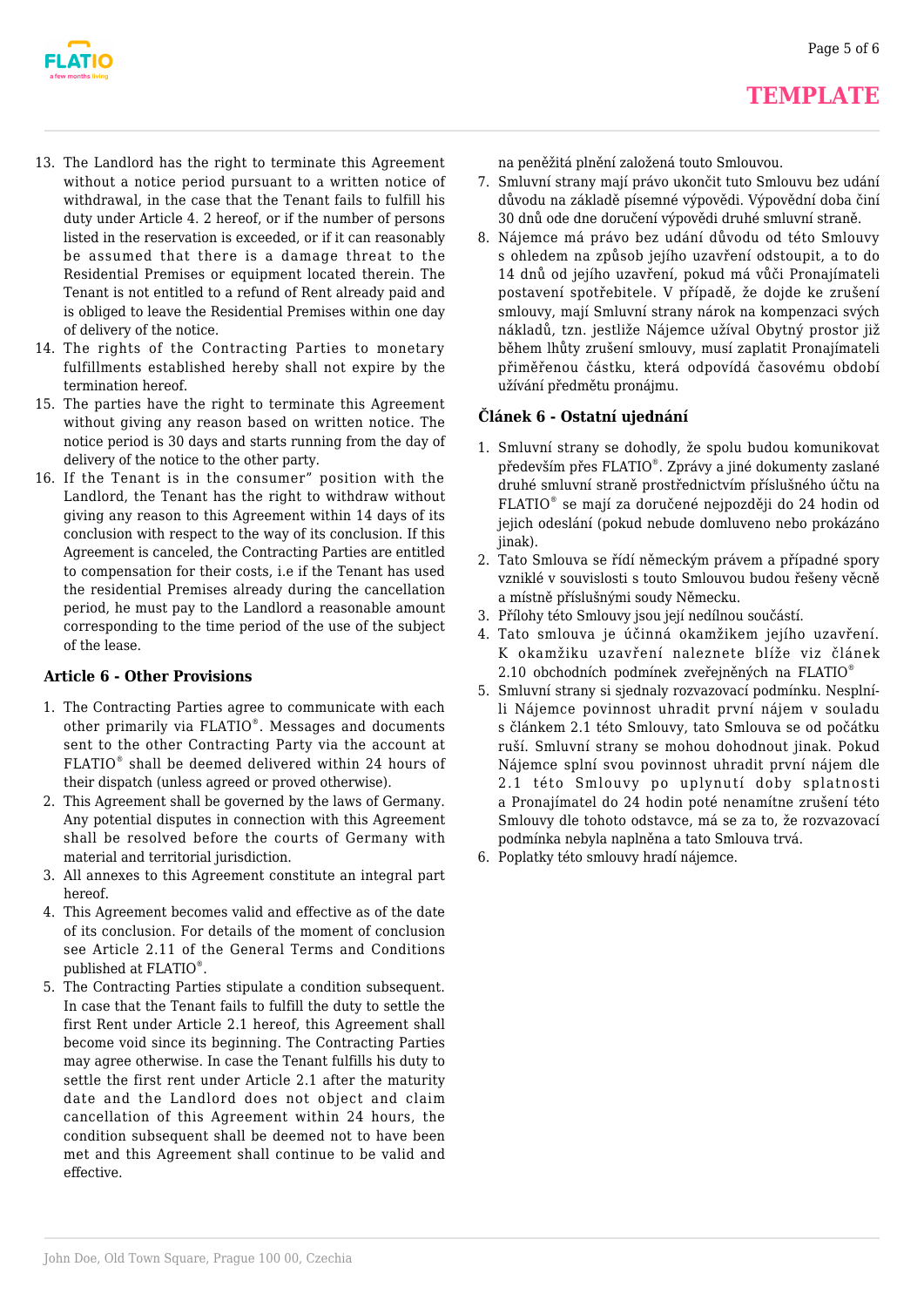13. The Landlord has the right to terminate this Agreement without a notice period pursuant to a written notice of withdrawal, in the case that the Tenant fails to fulfill his duty under Article 4. 2 hereof, or if the number of persons listed in the reservation is exceeded, or if it can reasonably be assumed that there is a damage threat to the Residential Premises or equipment located therein. The Tenant is not entitled to a refund of Rent already paid and is obliged to leave the Residential Premises within one day of delivery of the notice.
14. The rights of the Contracting Parties to monetary fulfillments established hereby shall not expire by the termination hereof.
15. The parties have the right to terminate this Agreement without giving any reason based on written notice. The notice period is 30 days and starts running from the day of delivery of the notice to the other party.
16. If the Tenant is in the consumer" position with the Landlord, the Tenant has the right to withdraw without giving any reason to this Agreement within 14 days of its conclusion with respect to the way of its conclusion. If this Agreement is canceled, the Contracting Parties are entitled to compensation for their costs, i.e if the Tenant has used the residential Premises already during the cancellation period, he must pay to the Landlord a reasonable amount corresponding to the time period of the use of the subject of the lease.

### Article 6 - Other Provisions

1. The Contracting Parties agree to communicate with each other primarily via FLATIO®. Messages and documents sent to the other Contracting Party via the account at FLATIO® shall be deemed delivered within 24 hours of their dispatch (unless agreed or proved otherwise).
2. This Agreement shall be governed by the laws of Germany. Any potential disputes in connection with this Agreement shall be resolved before the courts of Germany with material and territorial jurisdiction.
3. All annexes to this Agreement constitute an integral part hereof.
4. This Agreement becomes valid and effective as of the date of its conclusion. For details of the moment of conclusion see Article 2.11 of the General Terms and Conditions published at FLATIO®.
5. The Contracting Parties stipulate a condition subsequent. In case that the Tenant fails to fulfill the duty to settle the first Rent under Article 2.1 hereof, this Agreement shall become void since its beginning. The Contracting Parties may agree otherwise. In case the Tenant fulfills his duty to settle the first rent under Article 2.1 after the maturity date and the Landlord does not object and claim cancellation of this Agreement within 24 hours, the condition subsequent shall be deemed not to have been met and this Agreement shall continue to be valid and effective.

na peněžitá plnění založená touto Smlouvou.

7. Smluvní strany mají právo ukončit tuto Smlouvu bez udání důvodu na základě písemné výpovědi. Výpovědní doba činí 30 dnů ode dne doručení výpovědi druhé smluvní straně.
8. Nájemce má právo bez udání důvodu od této Smlouvy s ohledem na způsob jejího uzavření odstoupit, a to do 14 dnů od jejího uzavření, pokud má vůči Pronajímateli postavení spotřebitele. V případě, že dojde ke zrušení smlouvy, mají Smluvní strany nárok na kompenzaci svých nákladů, tzn. jestliže Nájemce užíval Obytný prostor již během lhůty zrušení smlouvy, musí zaplatit Pronajímateli přiměřenou částku, která odpovídá časovému období užívání předmětu pronájmu.

### Článek 6 - Ostatní ujednání

1. Smluvní strany se dohodly, že spolu budou komunikovat především přes FLATIO®. Zprávy a jiné dokumenty zaslané druhé smluvní straně prostřednictvím příslušného účtu na FLATIO® se mají za doručené nejpozději do 24 hodin od jejich odeslání (pokud nebude domluveno nebo prokázáno jinak).
2. Tato Smlouva se řídí německým právem a případné spory vzniklé v souvislosti s touto Smlouvou budou řešeny věcně a místně příslušnými soudy Německu.
3. Přílohy této Smlouvy jsou její nedílnou součástí.
4. Tato smlouva je účinná okamžikem jejího uzavření. K okamžiku uzavření naleznete blíže viz článek 2.10 obchodních podmínek zveřejněných na FLATIO®
5. Smluvní strany si sjednaly rozvazovací podmínku. Nesplní-li Nájemce povinnost uhradit první nájem v souladu s článkem 2.1 této Smlouvy, tato Smlouva se od počátku ruší. Smluvní strany se mohou dohodnout jinak. Pokud Nájemce splní svou povinnost uhradit první nájem dle 2.1 této Smlouvy po uplynutí doby splatnosti a Pronajímatel do 24 hodin poté nenamítne zrušení této Smlouvy dle tohoto odstavce, má se za to, že rozvazovací podmínka nebyla naplněna a tato Smlouva trvá.
6. Poplatky této smlouvy hradí nájemce.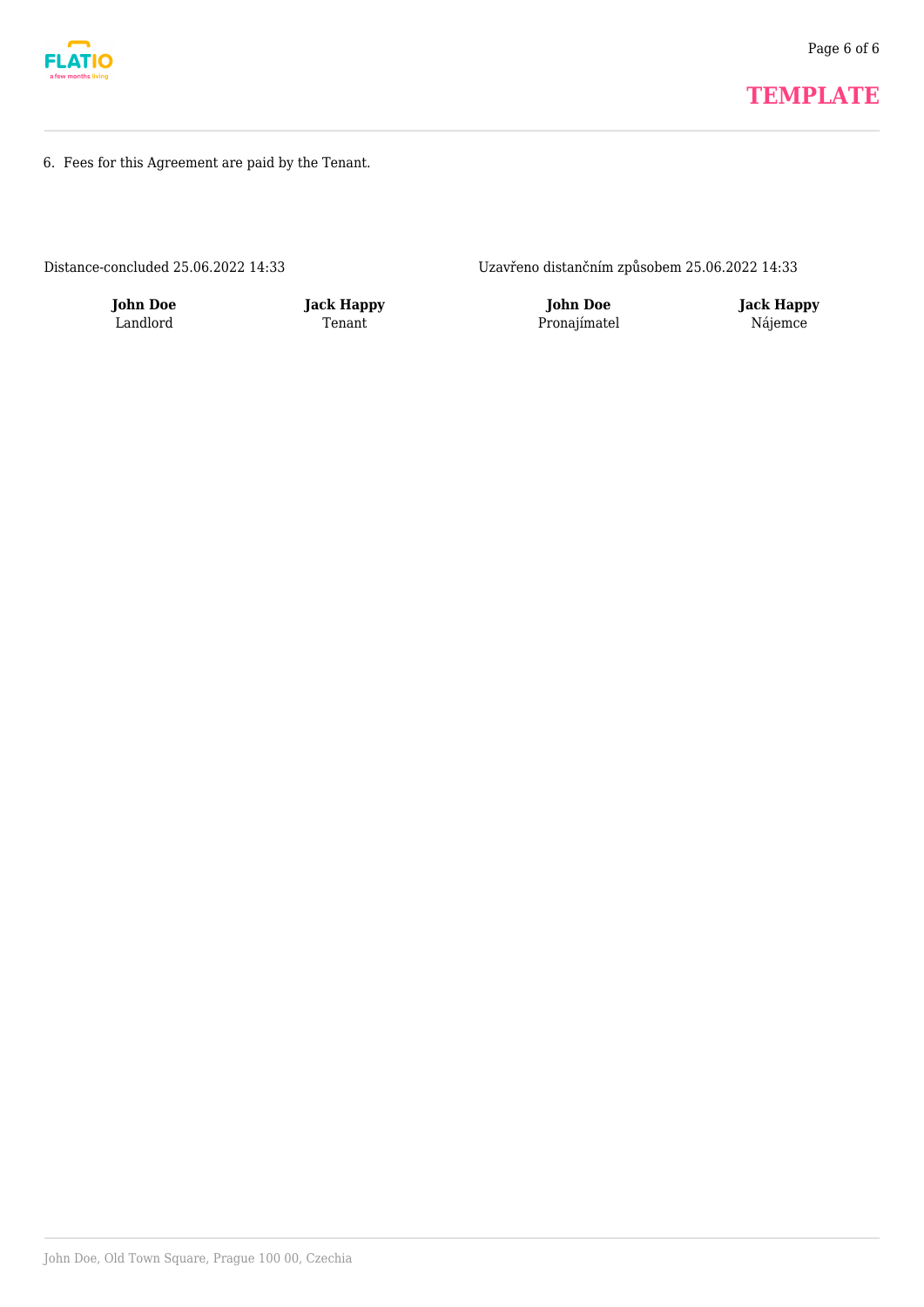6. Fees for this Agreement are paid by the Tenant.

Distance-concluded 25.06.2022 14:33

**John Doe**
Landlord

**Jack Happy**
Tenant

Uzavřeno distančním způsobem 25.06.2022 14:33

**John Doe**
Pronajímatel

**Jack Happy**
Nájemce